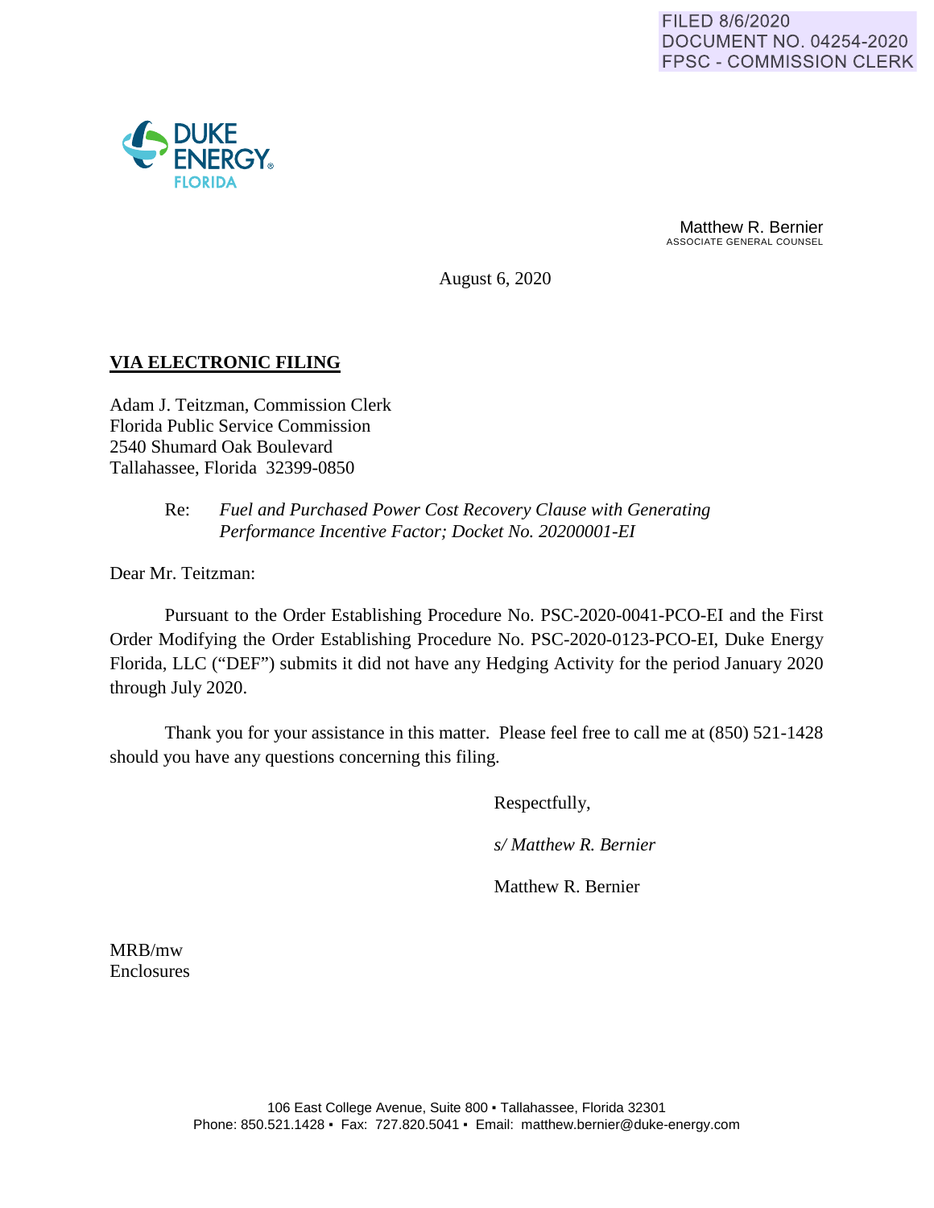FILED 8/6/2020
DOCUMENT NO. 04254-2020
FPSC - COMMISSION CLERK

DUKE ENERGY
FLORIDA

Matthew R. Bernier
ASSOCIATE GENERAL COUNSEL

August 6, 2020

**VIA ELECTRONIC FILING**

Adam J. Teitzman, Commission Clerk
Florida Public Service Commission
2540 Shumard Oak Boulevard
Tallahassee, Florida 32399-0850

Re: *Fuel and Purchased Power Cost Recovery Clause with Generating Performance Incentive Factor; Docket No. 20200001-EI*

Dear Mr. Teitzman:

Pursuant to the Order Establishing Procedure No. PSC-2020-0041-PCO-EI and the First Order Modifying the Order Establishing Procedure No. PSC-2020-0123-PCO-EI, Duke Energy Florida, LLC ("DEF") submits it did not have any Hedging Activity for the period January 2020 through July 2020.

Thank you for your assistance in this matter. Please feel free to call me at (850) 521-1428 should you have any questions concerning this filing.

Respectfully,

*s/ Matthew R. Bernier*

Matthew R. Bernier

MRB/mw
Enclosures

106 East College Avenue, Suite 800 ▪ Tallahassee, Florida 32301
Phone: 850.521.1428 ▪ Fax: 727.820.5041 ▪ Email: matthew.bernier@duke-energy.com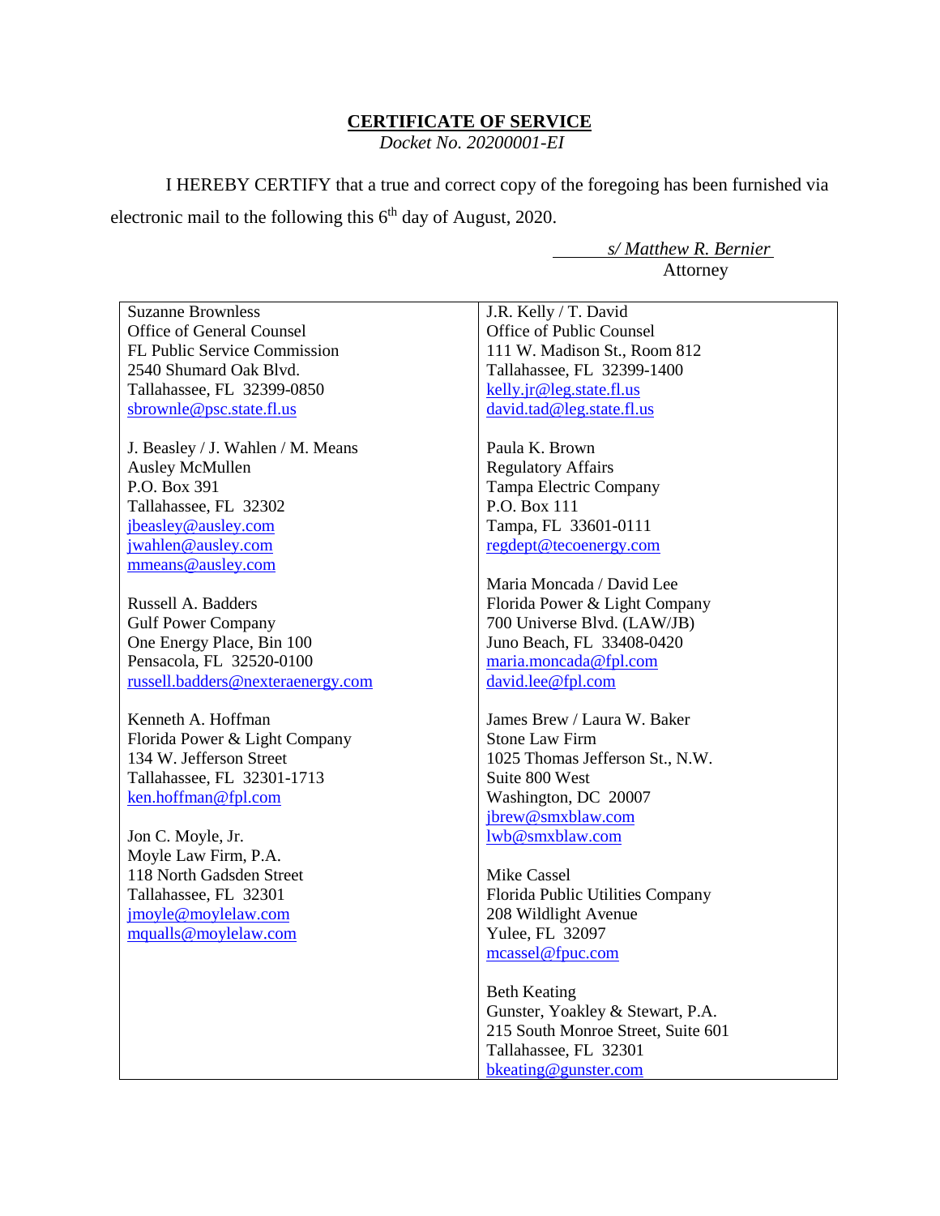# **CERTIFICATE OF SERVICE**

*Docket No. 20200001-EI*

I HEREBY CERTIFY that a true and correct copy of the foregoing has been furnished via electronic mail to the following this 6th day of August, 2020.

*s/ Matthew R. Bernier*
Attorney

| | |
|---|---|
| Suzanne Brownless<br>Office of General Counsel<br>FL Public Service Commission<br>2540 Shumard Oak Blvd.<br>Tallahassee, FL 32399-0850<br>sbrownle@psc.state.fl.us | J.R. Kelly / T. David<br>Office of Public Counsel<br>111 W. Madison St., Room 812<br>Tallahassee, FL 32399-1400<br>kelly.jr@leg.state.fl.us<br>david.tad@leg.state.fl.us |
| J. Beasley / J. Wahlen / M. Means<br>Ausley McMullen<br>P.O. Box 391<br>Tallahassee, FL 32302<br>jbeasley@ausley.com<br>jwahlen@ausley.com<br>mmeans@ausley.com | Paula K. Brown<br>Regulatory Affairs<br>Tampa Electric Company<br>P.O. Box 111<br>Tampa, FL 33601-0111<br>regdept@tecoenergy.com |
| Russell A. Badders<br>Gulf Power Company<br>One Energy Place, Bin 100<br>Pensacola, FL 32520-0100<br>russell.badders@nexteraenergy.com | Maria Moncada / David Lee<br>Florida Power & Light Company<br>700 Universe Blvd. (LAW/JB)<br>Juno Beach, FL 33408-0420<br>maria.moncada@fpl.com<br>david.lee@fpl.com |
| Kenneth A. Hoffman<br>Florida Power & Light Company<br>134 W. Jefferson Street<br>Tallahassee, FL 32301-1713<br>ken.hoffman@fpl.com | James Brew / Laura W. Baker<br>Stone Law Firm<br>1025 Thomas Jefferson St., N.W.<br>Suite 800 West<br>Washington, DC 20007<br>jbrew@smxblaw.com<br>lwb@smxblaw.com |
| Jon C. Moyle, Jr.<br>Moyle Law Firm, P.A.<br>118 North Gadsden Street<br>Tallahassee, FL 32301<br>jmoyle@moylelaw.com<br>mqualls@moylelaw.com | Mike Cassel<br>Florida Public Utilities Company<br>208 Wildlight Avenue<br>Yulee, FL 32097<br>mcassel@fpuc.com |
| | Beth Keating<br>Gunster, Yoakley & Stewart, P.A.<br>215 South Monroe Street, Suite 601<br>Tallahassee, FL 32301<br>bkeating@gunster.com |